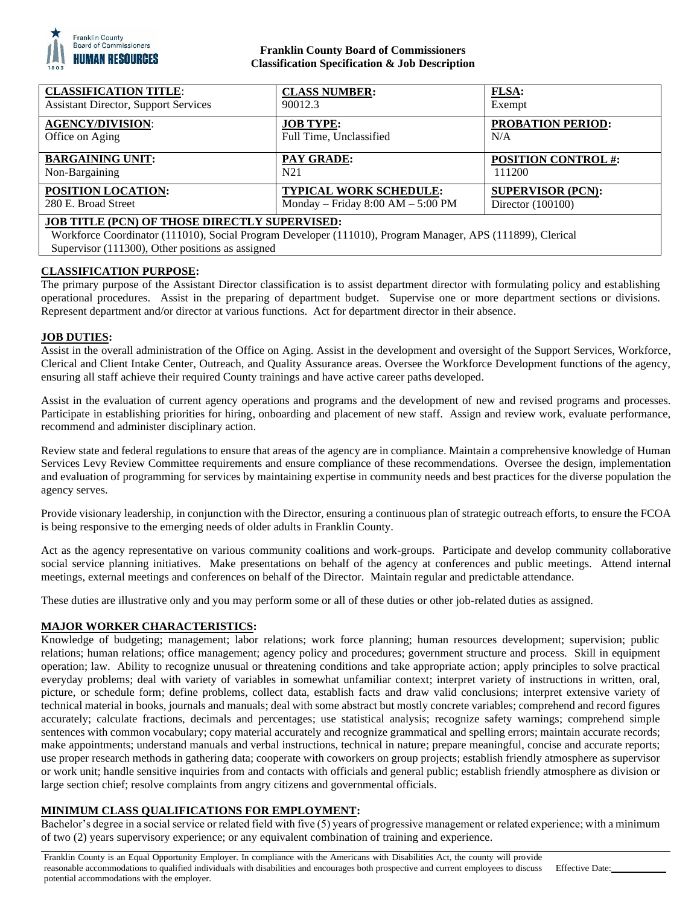**Franklin County Board of Commissioners**
**Classification Specification & Job Description**

| **CLASSIFICATION TITLE**: | **CLASS NUMBER:** | **FLSA:** |
| --- | --- | --- |
| Assistant Director, Support Services | 90012.3 | Exempt |
| **AGENCY/DIVISION**: | **JOB TYPE:** | **PROBATION PERIOD:** |
| Office on Aging | Full Time, Unclassified | N/A |
| **BARGAINING UNIT:** | **PAY GRADE:** | **POSITION CONTROL #:** |
| Non-Bargaining | N21 | 111200 |
| **POSITION LOCATION:** | **TYPICAL WORK SCHEDULE:** | **SUPERVISOR (PCN):** |
| 280 E. Broad Street | Monday – Friday 8:00 AM – 5:00 PM | Director (100100) |

**JOB TITLE (PCN) OF THOSE DIRECTLY SUPERVISED:**
Workforce Coordinator (111010), Social Program Developer (111010), Program Manager, APS (111899), Clerical Supervisor (111300), Other positions as assigned

## CLASSIFICATION PURPOSE:

The primary purpose of the Assistant Director classification is to assist department director with formulating policy and establishing operational procedures. Assist in the preparing of department budget. Supervise one or more department sections or divisions. Represent department and/or director at various functions. Act for department director in their absence.

## JOB DUTIES:

Assist in the overall administration of the Office on Aging. Assist in the development and oversight of the Support Services, Workforce, Clerical and Client Intake Center, Outreach, and Quality Assurance areas. Oversee the Workforce Development functions of the agency, ensuring all staff achieve their required County trainings and have active career paths developed.

Assist in the evaluation of current agency operations and programs and the development of new and revised programs and processes. Participate in establishing priorities for hiring, onboarding and placement of new staff. Assign and review work, evaluate performance, recommend and administer disciplinary action.

Review state and federal regulations to ensure that areas of the agency are in compliance. Maintain a comprehensive knowledge of Human Services Levy Review Committee requirements and ensure compliance of these recommendations. Oversee the design, implementation and evaluation of programming for services by maintaining expertise in community needs and best practices for the diverse population the agency serves.

Provide visionary leadership, in conjunction with the Director, ensuring a continuous plan of strategic outreach efforts, to ensure the FCOA is being responsive to the emerging needs of older adults in Franklin County.

Act as the agency representative on various community coalitions and work-groups. Participate and develop community collaborative social service planning initiatives. Make presentations on behalf of the agency at conferences and public meetings. Attend internal meetings, external meetings and conferences on behalf of the Director. Maintain regular and predictable attendance.

These duties are illustrative only and you may perform some or all of these duties or other job-related duties as assigned.

## MAJOR WORKER CHARACTERISTICS:

Knowledge of budgeting; management; labor relations; work force planning; human resources development; supervision; public relations; human relations; office management; agency policy and procedures; government structure and process. Skill in equipment operation; law. Ability to recognize unusual or threatening conditions and take appropriate action; apply principles to solve practical everyday problems; deal with variety of variables in somewhat unfamiliar context; interpret variety of instructions in written, oral, picture, or schedule form; define problems, collect data, establish facts and draw valid conclusions; interpret extensive variety of technical material in books, journals and manuals; deal with some abstract but mostly concrete variables; comprehend and record figures accurately; calculate fractions, decimals and percentages; use statistical analysis; recognize safety warnings; comprehend simple sentences with common vocabulary; copy material accurately and recognize grammatical and spelling errors; maintain accurate records; make appointments; understand manuals and verbal instructions, technical in nature; prepare meaningful, concise and accurate reports; use proper research methods in gathering data; cooperate with coworkers on group projects; establish friendly atmosphere as supervisor or work unit; handle sensitive inquiries from and contacts with officials and general public; establish friendly atmosphere as division or large section chief; resolve complaints from angry citizens and governmental officials.

## MINIMUM CLASS QUALIFICATIONS FOR EMPLOYMENT:

Bachelor's degree in a social service or related field with five (5) years of progressive management or related experience; with a minimum of two (2) years supervisory experience; or any equivalent combination of training and experience.

Franklin County is an Equal Opportunity Employer. In compliance with the Americans with Disabilities Act, the county will provide reasonable accommodations to qualified individuals with disabilities and encourages both prospective and current employees to discuss potential accommodations with the employer.

Effective Date: ____________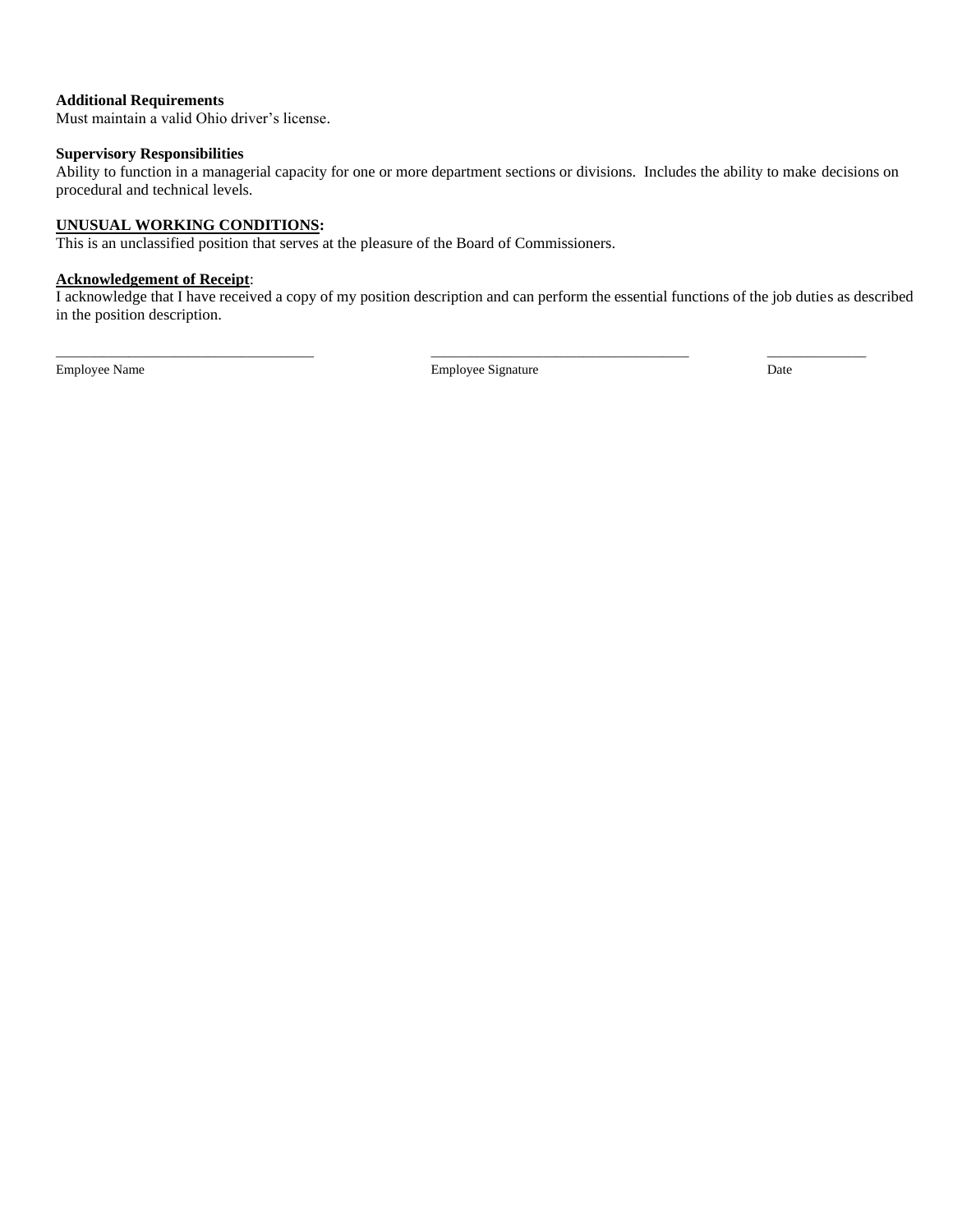**Additional Requirements**
Must maintain a valid Ohio driver's license.

**Supervisory Responsibilities**
Ability to function in a managerial capacity for one or more department sections or divisions. Includes the ability to make decisions on procedural and technical levels.

**UNUSUAL WORKING CONDITIONS:**
This is an unclassified position that serves at the pleasure of the Board of Commissioners.

**Acknowledgement of Receipt**:
I acknowledge that I have received a copy of my position description and can perform the essential functions of the job duties as described in the position description.

| | | |
|---|---|---|
| ____________________________________ | ____________________________________ | ______________ |
| Employee Name | Employee Signature | Date |